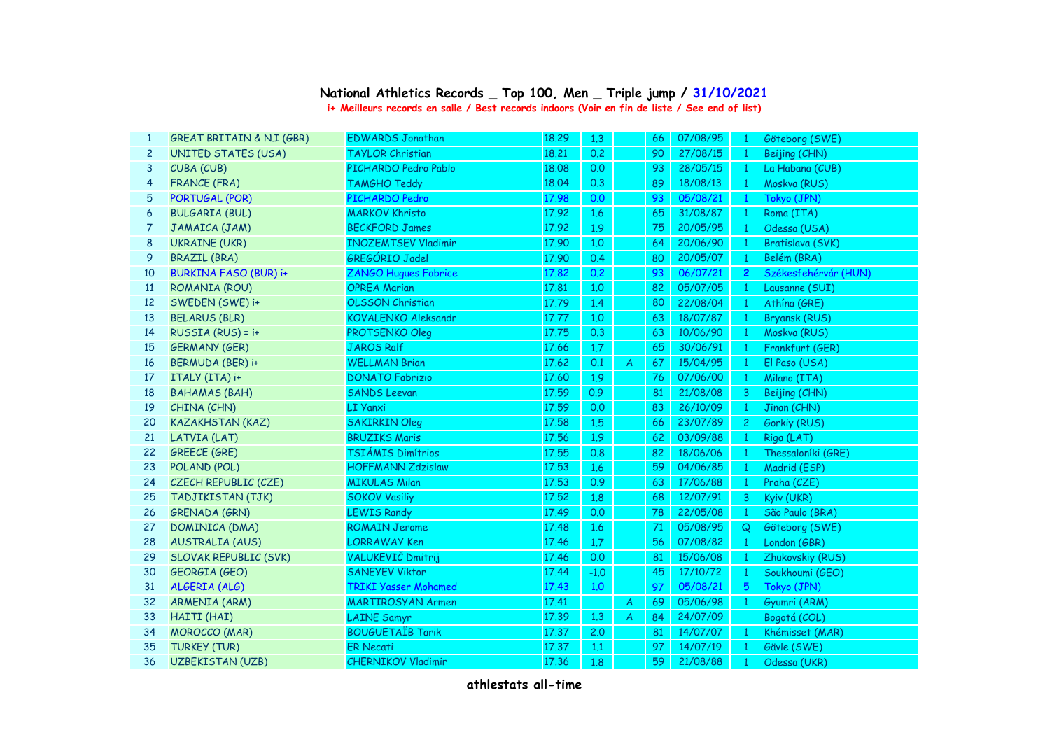## National Athletics Records _ Top 100, Men _ Triple jump / 31/10/2021

**i+ Meilleurs records en salle / Best records indoors (Voir en fin de liste / See end of list)**

| | | | | | | | | | |
|---|---|---|---|---|---|---|---|---|---|
| 1 | GREAT BRITAIN & N.I (GBR) | EDWARDS Jonathan | 18.29 | 1.3 | | 66 | 07/08/95 | 1 | Göteborg (SWE) |
| 2 | UNITED STATES (USA) | TAYLOR Christian | 18.21 | 0.2 | | 90 | 27/08/15 | 1 | Beijing (CHN) |
| 3 | CUBA (CUB) | PICHARDO Pedro Pablo | 18.08 | 0.0 | | 93 | 28/05/15 | 1 | La Habana (CUB) |
| 4 | FRANCE (FRA) | TAMGHO Teddy | 18.04 | 0.3 | | 89 | 18/08/13 | 1 | Moskva (RUS) |
| 5 | PORTUGAL (POR) | PICHARDO Pedro | 17.98 | 0.0 | | 93 | 05/08/21 | 1 | Tokyo (JPN) |
| 6 | BULGARIA (BUL) | MARKOV Khristo | 17.92 | 1.6 | | 65 | 31/08/87 | 1 | Roma (ITA) |
| 7 | JAMAICA (JAM) | BECKFORD James | 17.92 | 1.9 | | 75 | 20/05/95 | 1 | Odessa (USA) |
| 8 | UKRAINE (UKR) | INOZEMTSEV Vladimir | 17.90 | 1.0 | | 64 | 20/06/90 | 1 | Bratislava (SVK) |
| 9 | BRAZIL (BRA) | GREGÓRIO Jadel | 17.90 | 0.4 | | 80 | 20/05/07 | 1 | Belém (BRA) |
| 10 | BURKINA FASO (BUR) i+ | ZANGO Hugues Fabrice | 17.82 | 0.2 | | 93 | 06/07/21 | 2 | Székesfehérvár (HUN) |
| 11 | ROMANIA (ROU) | OPREA Marian | 17.81 | 1.0 | | 82 | 05/07/05 | 1 | Lausanne (SUI) |
| 12 | SWEDEN (SWE) i+ | OLSSON Christian | 17.79 | 1.4 | | 80 | 22/08/04 | 1 | Athína (GRE) |
| 13 | BELARUS (BLR) | KOVALENKO Aleksandr | 17.77 | 1.0 | | 63 | 18/07/87 | 1 | Bryansk (RUS) |
| 14 | RUSSIA (RUS) = i+ | PROTSENKO Oleg | 17.75 | 0.3 | | 63 | 10/06/90 | 1 | Moskva (RUS) |
| 15 | GERMANY (GER) | JAROS Ralf | 17.66 | 1.7 | | 65 | 30/06/91 | 1 | Frankfurt (GER) |
| 16 | BERMUDA (BER) i+ | WELLMAN Brian | 17.62 | 0.1 | A | 67 | 15/04/95 | 1 | El Paso (USA) |
| 17 | ITALY (ITA) i+ | DONATO Fabrizio | 17.60 | 1.9 | | 76 | 07/06/00 | 1 | Milano (ITA) |
| 18 | BAHAMAS (BAH) | SANDS Leevan | 17.59 | 0.9 | | 81 | 21/08/08 | 3 | Beijing (CHN) |
| 19 | CHINA (CHN) | LI Yanxi | 17.59 | 0.0 | | 83 | 26/10/09 | 1 | Jinan (CHN) |
| 20 | KAZAKHSTAN (KAZ) | SAKIRKIN Oleg | 17.58 | 1.5 | | 66 | 23/07/89 | 2 | Gorkiy (RUS) |
| 21 | LATVIA (LAT) | BRUZIKS Maris | 17.56 | 1.9 | | 62 | 03/09/88 | 1 | Riga (LAT) |
| 22 | GREECE (GRE) | TSIÁMIS Dimítrios | 17.55 | 0.8 | | 82 | 18/06/06 | 1 | Thessaloníki (GRE) |
| 23 | POLAND (POL) | HOFFMANN Zdzislaw | 17.53 | 1.6 | | 59 | 04/06/85 | 1 | Madrid (ESP) |
| 24 | CZECH REPUBLIC (CZE) | MIKULAS Milan | 17.53 | 0.9 | | 63 | 17/06/88 | 1 | Praha (CZE) |
| 25 | TADJIKISTAN (TJK) | SOKOV Vasiliy | 17.52 | 1.8 | | 68 | 12/07/91 | 3 | Kyiv (UKR) |
| 26 | GRENADA (GRN) | LEWIS Randy | 17.49 | 0.0 | | 78 | 22/05/08 | 1 | São Paulo (BRA) |
| 27 | DOMINICA (DMA) | ROMAIN Jerome | 17.48 | 1.6 | | 71 | 05/08/95 | Q | Göteborg (SWE) |
| 28 | AUSTRALIA (AUS) | LORRAWAY Ken | 17.46 | 1.7 | | 56 | 07/08/82 | 1 | London (GBR) |
| 29 | SLOVAK REPUBLIC (SVK) | VALUKEVIČ Dmitrij | 17.46 | 0.0 | | 81 | 15/06/08 | 1 | Zhukovskiy (RUS) |
| 30 | GEORGIA (GEO) | SANEYEV Viktor | 17.44 | -1.0 | | 45 | 17/10/72 | 1 | Soukhoumi (GEO) |
| 31 | ALGERIA (ALG) | TRIKI Yasser Mohamed | 17.43 | 1.0 | | 97 | 05/08/21 | 5 | Tokyo (JPN) |
| 32 | ARMENIA (ARM) | MARTIROSYAN Armen | 17.41 | | A | 69 | 05/06/98 | 1 | Gyumri (ARM) |
| 33 | HAITI (HAI) | LAINE Samyr | 17.39 | 1.3 | A | 84 | 24/07/09 | | Bogotá (COL) |
| 34 | MOROCCO (MAR) | BOUGUETAÏB Tarik | 17.37 | 2.0 | | 81 | 14/07/07 | 1 | Khémisset (MAR) |
| 35 | TURKEY (TUR) | ER Necati | 17.37 | 1.1 | | 97 | 14/07/19 | 1 | Gävle (SWE) |
| 36 | UZBEKISTAN (UZB) | CHERNIKOV Vladimir | 17.36 | 1.8 | | 59 | 21/08/88 | 1 | Odessa (UKR) |

**athlestats all-time**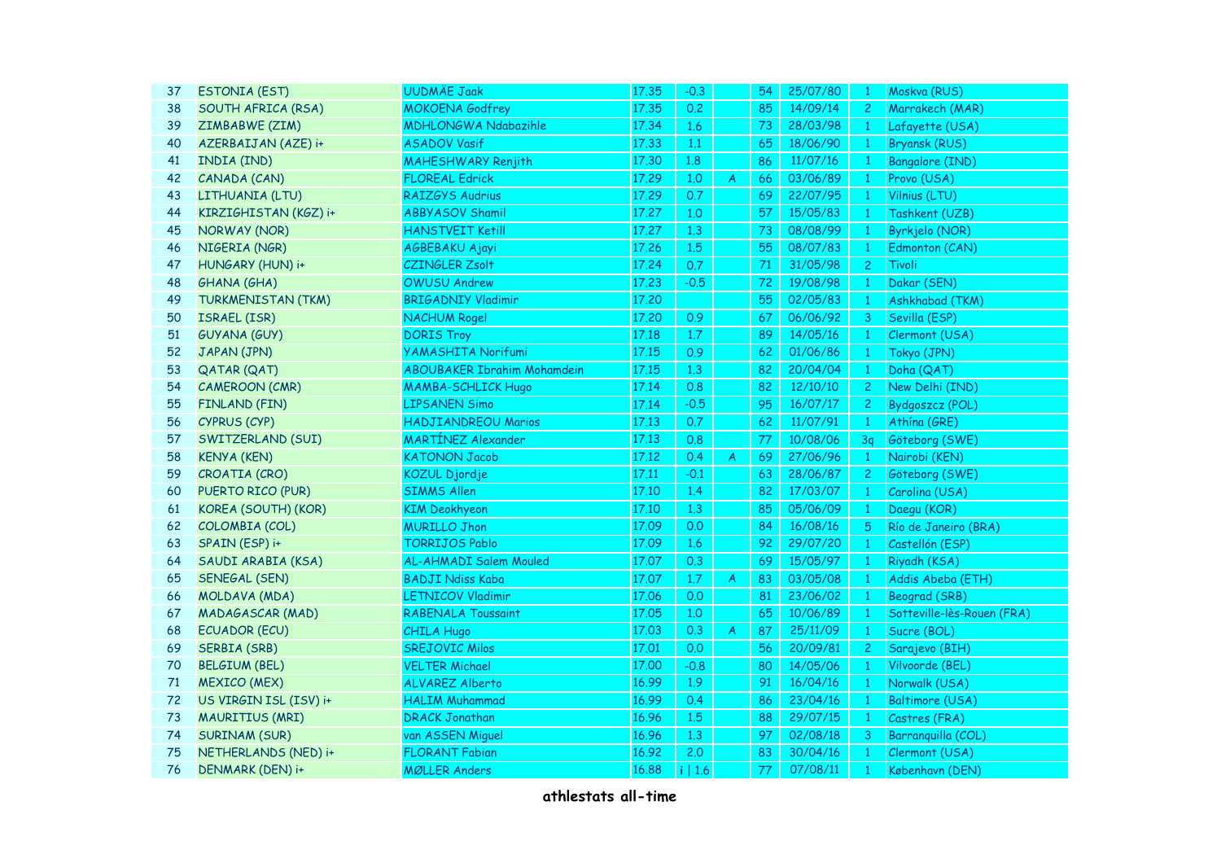| 37 | ESTONIA (EST) | UUDMÄE Jaak | 17.35 | -0.3 | | 54 | 25/07/80 | 1 | Moskva (RUS) |
|---|---|---|---|---|---|---|---|---|---|
| 38 | SOUTH AFRICA (RSA) | MOKOENA Godfrey | 17.35 | 0.2 | | 85 | 14/09/14 | 2 | Marrakech (MAR) |
| 39 | ZIMBABWE (ZIM) | MDHLONGWA Ndabazihle | 17.34 | 1.6 | | 73 | 28/03/98 | 1 | Lafayette (USA) |
| 40 | AZERBAIJAN (AZE) i+ | ASADOV Vasif | 17.33 | 1.1 | | 65 | 18/06/90 | 1 | Bryansk (RUS) |
| 41 | INDIA (IND) | MAHESHWARY Renjith | 17.30 | 1.8 | | 86 | 11/07/16 | 1 | Bangalore (IND) |
| 42 | CANADA (CAN) | FLOREAL Edrick | 17.29 | 1.0 | A | 66 | 03/06/89 | 1 | Provo (USA) |
| 43 | LITHUANIA (LTU) | RAIZGYS Audrius | 17.29 | 0.7 | | 69 | 22/07/95 | 1 | Vilnius (LTU) |
| 44 | KIRZIGHISTAN (KGZ) i+ | ABBYASOV Shamil | 17.27 | 1.0 | | 57 | 15/05/83 | 1 | Tashkent (UZB) |
| 45 | NORWAY (NOR) | HANSTVEIT Ketill | 17.27 | 1.3 | | 73 | 08/08/99 | 1 | Byrkjelo (NOR) |
| 46 | NIGERIA (NGR) | AGBEBAKU Ajayi | 17.26 | 1.5 | | 55 | 08/07/83 | 1 | Edmonton (CAN) |
| 47 | HUNGARY (HUN) i+ | CZINGLER Zsolt | 17.24 | 0.7 | | 71 | 31/05/98 | 2 | Tivoli |
| 48 | GHANA (GHA) | OWUSU Andrew | 17.23 | -0.5 | | 72 | 19/08/98 | 1 | Dakar (SEN) |
| 49 | TURKMENISTAN (TKM) | BRIGADNIY Vladimir | 17.20 | | | 55 | 02/05/83 | 1 | Ashkhabad (TKM) |
| 50 | ISRAEL (ISR) | NACHUM Rogel | 17.20 | 0.9 | | 67 | 06/06/92 | 3 | Sevilla (ESP) |
| 51 | GUYANA (GUY) | DORIS Troy | 17.18 | 1.7 | | 89 | 14/05/16 | 1 | Clermont (USA) |
| 52 | JAPAN (JPN) | YAMASHITA Norifumi | 17.15 | 0.9 | | 62 | 01/06/86 | 1 | Tokyo (JPN) |
| 53 | QATAR (QAT) | ABOUBAKER Ibrahim Mohamdein | 17.15 | 1.3 | | 82 | 20/04/04 | 1 | Doha (QAT) |
| 54 | CAMEROON (CMR) | MAMBA-SCHLICK Hugo | 17.14 | 0.8 | | 82 | 12/10/10 | 2 | New Delhi (IND) |
| 55 | FINLAND (FIN) | LIPSANEN Simo | 17.14 | -0.5 | | 95 | 16/07/17 | 2 | Bydgoszcz (POL) |
| 56 | CYPRUS (CYP) | HADJIANDREOU Marios | 17.13 | 0.7 | | 62 | 11/07/91 | 1 | Athína (GRE) |
| 57 | SWITZERLAND (SUI) | MARTÍNEZ Alexander | 17.13 | 0.8 | | 77 | 10/08/06 | 3q | Göteborg (SWE) |
| 58 | KENYA (KEN) | KATONON Jacob | 17.12 | 0.4 | A | 69 | 27/06/96 | 1 | Nairobi (KEN) |
| 59 | CROATIA (CRO) | KOZUL Djordje | 17.11 | -0.1 | | 63 | 28/06/87 | 2 | Göteborg (SWE) |
| 60 | PUERTO RICO (PUR) | SIMMS Allen | 17.10 | 1.4 | | 82 | 17/03/07 | 1 | Carolina (USA) |
| 61 | KOREA (SOUTH) (KOR) | KIM Deokhyeon | 17.10 | 1.3 | | 85 | 05/06/09 | 1 | Daegu (KOR) |
| 62 | COLOMBIA (COL) | MURILLO Jhon | 17.09 | 0.0 | | 84 | 16/08/16 | 5 | Río de Janeiro (BRA) |
| 63 | SPAIN (ESP) i+ | TORRIJOS Pablo | 17.09 | 1.6 | | 92 | 29/07/20 | 1 | Castellón (ESP) |
| 64 | SAUDI ARABIA (KSA) | AL-AHMADI Salem Mouled | 17.07 | 0.3 | | 69 | 15/05/97 | 1 | Riyadh (KSA) |
| 65 | SENEGAL (SEN) | BADJI Ndiss Kaba | 17.07 | 1.7 | A | 83 | 03/05/08 | 1 | Addis Abeba (ETH) |
| 66 | MOLDAVA (MDA) | LETNICOV Vladimir | 17.06 | 0.0 | | 81 | 23/06/02 | 1 | Beograd (SRB) |
| 67 | MADAGASCAR (MAD) | RABENALA Toussaint | 17.05 | 1.0 | | 65 | 10/06/89 | 1 | Sotteville-lès-Rouen (FRA) |
| 68 | ECUADOR (ECU) | CHILA Hugo | 17.03 | 0.3 | A | 87 | 25/11/09 | 1 | Sucre (BOL) |
| 69 | SERBIA (SRB) | SREJOVIC Milos | 17.01 | 0.0 | | 56 | 20/09/81 | 2 | Sarajevo (BIH) |
| 70 | BELGIUM (BEL) | VELTER Michael | 17.00 | -0.8 | | 80 | 14/05/06 | 1 | Vilvoorde (BEL) |
| 71 | MEXICO (MEX) | ALVAREZ Alberto | 16.99 | 1.9 | | 91 | 16/04/16 | 1 | Norwalk (USA) |
| 72 | US VIRGIN ISL (ISV) i+ | HALIM Muhammad | 16.99 | 0.4 | | 86 | 23/04/16 | 1 | Baltimore (USA) |
| 73 | MAURITIUS (MRI) | DRACK Jonathan | 16.96 | 1.5 | | 88 | 29/07/15 | 1 | Castres (FRA) |
| 74 | SURINAM (SUR) | van ASSEN Miguel | 16.96 | 1.3 | | 97 | 02/08/18 | 3 | Barranquilla (COL) |
| 75 | NETHERLANDS (NED) i+ | FLORANT Fabian | 16.92 | 2.0 | | 83 | 30/04/16 | 1 | Clermont (USA) |
| 76 | DENMARK (DEN) i+ | MØLLER Anders | 16.88 | i \| 1.6 | | 77 | 07/08/11 | 1 | København (DEN) |

**athlestats all-time**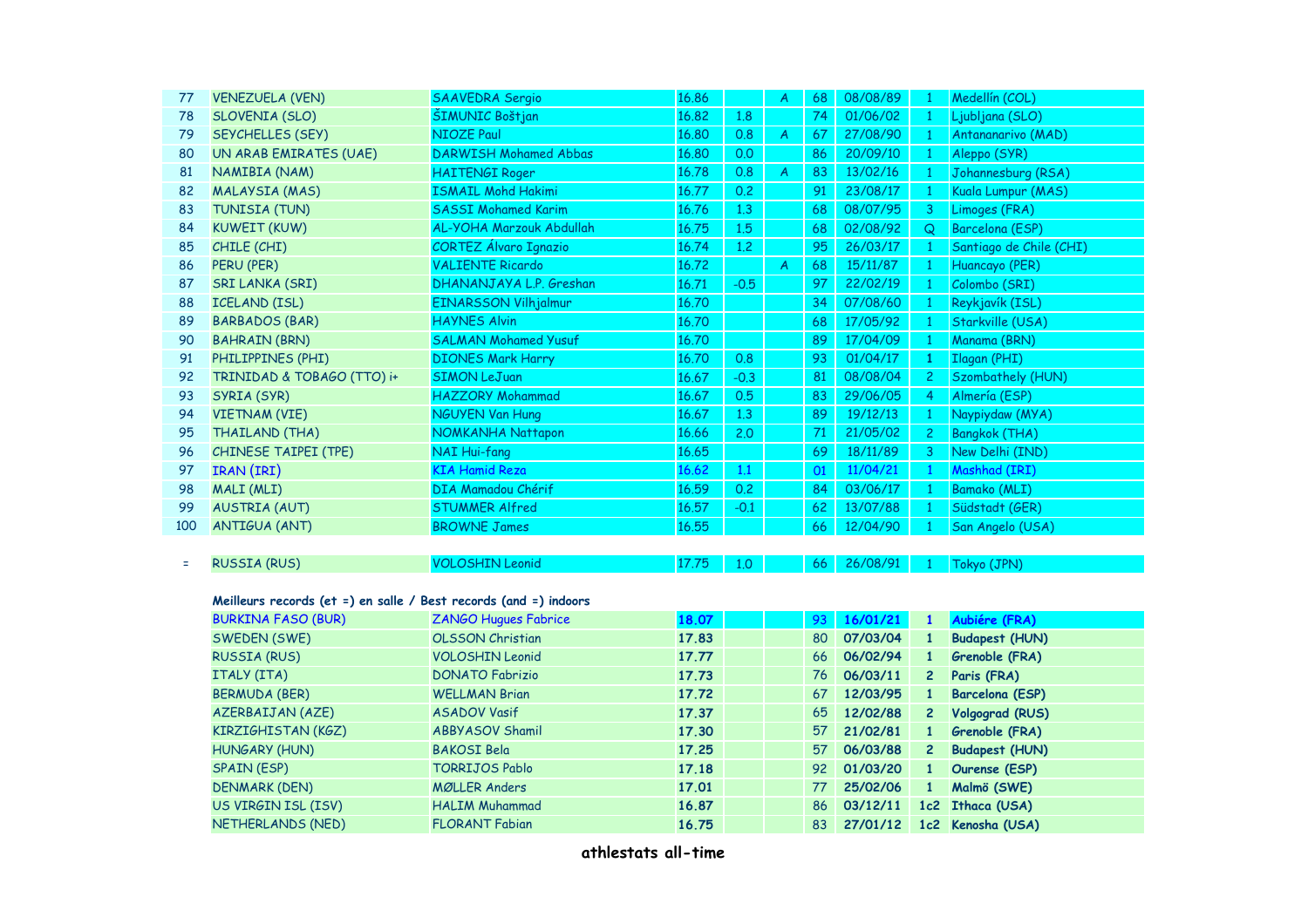| | | | | | | | | | |
|---|---|---|---|---|---|---|---|---|---|
| 77 | VENEZUELA (VEN) | SAAVEDRA Sergio | 16.86 | | A | 68 | 08/08/89 | 1 | Medellín (COL) |
| 78 | SLOVENIA (SLO) | ŠIMUNIC Boštjan | 16.82 | 1.8 | | 74 | 01/06/02 | 1 | Ljubljana (SLO) |
| 79 | SEYCHELLES (SEY) | NIOZE Paul | 16.80 | 0.8 | A | 67 | 27/08/90 | 1 | Antananarivo (MAD) |
| 80 | UN ARAB EMIRATES (UAE) | DARWISH Mohamed Abbas | 16.80 | 0.0 | | 86 | 20/09/10 | 1 | Aleppo (SYR) |
| 81 | NAMIBIA (NAM) | HAITENGI Roger | 16.78 | 0.8 | A | 83 | 13/02/16 | 1 | Johannesburg (RSA) |
| 82 | MALAYSIA (MAS) | ISMAIL Mohd Hakimi | 16.77 | 0.2 | | 91 | 23/08/17 | 1 | Kuala Lumpur (MAS) |
| 83 | TUNISIA (TUN) | SASSI Mohamed Karim | 16.76 | 1.3 | | 68 | 08/07/95 | 3 | Limoges (FRA) |
| 84 | KUWEIT (KUW) | AL-YOHA Marzouk Abdullah | 16.75 | 1.5 | | 68 | 02/08/92 | Q | Barcelona (ESP) |
| 85 | CHILE (CHI) | CORTEZ Álvaro Ignazio | 16.74 | 1.2 | | 95 | 26/03/17 | 1 | Santiago de Chile (CHI) |
| 86 | PERU (PER) | VALIENTE Ricardo | 16.72 | | A | 68 | 15/11/87 | 1 | Huancayo (PER) |
| 87 | SRI LANKA (SRI) | DHANANJAYA L.P. Greshan | 16.71 | -0.5 | | 97 | 22/02/19 | 1 | Colombo (SRI) |
| 88 | ICELAND (ISL) | EINARSSON Vilhjalmur | 16.70 | | | 34 | 07/08/60 | 1 | Reykjavík (ISL) |
| 89 | BARBADOS (BAR) | HAYNES Alvin | 16.70 | | | 68 | 17/05/92 | 1 | Starkville (USA) |
| 90 | BAHRAIN (BRN) | SALMAN Mohamed Yusuf | 16.70 | | | 89 | 17/04/09 | 1 | Manama (BRN) |
| 91 | PHILIPPINES (PHI) | DIONES Mark Harry | 16.70 | 0.8 | | 93 | 01/04/17 | 1 | Ilagan (PHI) |
| 92 | TRINIDAD & TOBAGO (TTO) i+ | SIMON LeJuan | 16.67 | -0.3 | | 81 | 08/08/04 | 2 | Szombathely (HUN) |
| 93 | SYRIA (SYR) | HAZZORY Mohammad | 16.67 | 0.5 | | 83 | 29/06/05 | 4 | Almería (ESP) |
| 94 | VIETNAM (VIE) | NGUYEN Van Hung | 16.67 | 1.3 | | 89 | 19/12/13 | 1 | Naypiydaw (MYA) |
| 95 | THAILAND (THA) | NOMKANHA Nattapon | 16.66 | 2.0 | | 71 | 21/05/02 | 2 | Bangkok (THA) |
| 96 | CHINESE TAIPEI (TPE) | NAI Hui-fang | 16.65 | | | 69 | 18/11/89 | 3 | New Delhi (IND) |
| 97 | IRAN (IRI) | KIA Hamid Reza | 16.62 | 1.1 | | 01 | 11/04/21 | 1 | Mashhad (IRI) |
| 98 | MALI (MLI) | DIA Mamadou Chérif | 16.59 | 0.2 | | 84 | 03/06/17 | 1 | Bamako (MLI) |
| 99 | AUSTRIA (AUT) | STUMMER Alfred | 16.57 | -0.1 | | 62 | 13/07/88 | 1 | Südstadt (GER) |
| 100 | ANTIGUA (ANT) | BROWNE James | 16.55 | | | 66 | 12/04/90 | 1 | San Angelo (USA) |
| | | | | | | | | | |
| = | RUSSIA (RUS) | VOLOSHIN Leonid | 17.75 | 1.0 | | 66 | 26/08/91 | 1 | Tokyo (JPN) |

**Meilleurs records (et =) en salle / Best records (and =) indoors**

| | | | | | | | |
|---|---|---|---|---|---|---|---|
| BURKINA FASO (BUR) | ZANGO Hugues Fabrice | **18.07** | | 93 | **16/01/21** | **1** | **Aubiére (FRA)** |
| SWEDEN (SWE) | OLSSON Christian | **17.83** | | 80 | **07/03/04** | **1** | **Budapest (HUN)** |
| RUSSIA (RUS) | VOLOSHIN Leonid | **17.77** | | 66 | **06/02/94** | **1** | **Grenoble (FRA)** |
| ITALY (ITA) | DONATO Fabrizio | **17.73** | | 76 | **06/03/11** | **2** | **Paris (FRA)** |
| BERMUDA (BER) | WELLMAN Brian | **17.72** | | 67 | **12/03/95** | **1** | **Barcelona (ESP)** |
| AZERBAIJAN (AZE) | ASADOV Vasif | **17.37** | | 65 | **12/02/88** | **2** | **Volgograd (RUS)** |
| KIRZIGHISTAN (KGZ) | ABBYASOV Shamil | **17.30** | | 57 | **21/02/81** | **1** | **Grenoble (FRA)** |
| HUNGARY (HUN) | BAKOSI Bela | **17.25** | | 57 | **06/03/88** | **2** | **Budapest (HUN)** |
| SPAIN (ESP) | TORRIJOS Pablo | **17.18** | | 92 | **01/03/20** | **1** | **Ourense (ESP)** |
| DENMARK (DEN) | MØLLER Anders | **17.01** | | 77 | **25/02/06** | **1** | **Malmö (SWE)** |
| US VIRGIN ISL (ISV) | HALIM Muhammad | **16.87** | | 86 | **03/12/11** | **1c2** | **Ithaca (USA)** |
| NETHERLANDS (NED) | FLORANT Fabian | **16.75** | | 83 | **27/01/12** | **1c2** | **Kenosha (USA)** |

**athlestats all-time**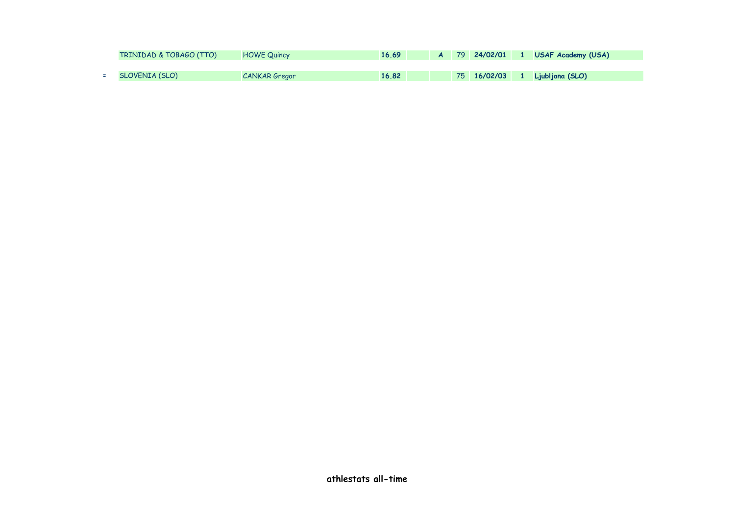| | | | | | | | | | |
|---|---|---|---|---|---|---|---|---|---|
| | TRINIDAD & TOBAGO (TTO) | HOWE Quincy | **16.69** | | *A* | 79 | **24/02/01** | **1** | **USAF Academy (USA)** |
| = | SLOVENIA (SLO) | CANKAR Gregor | **16.82** | | | 75 | **16/02/03** | **1** | **Ljubljana (SLO)** |

**athlestats all-time**